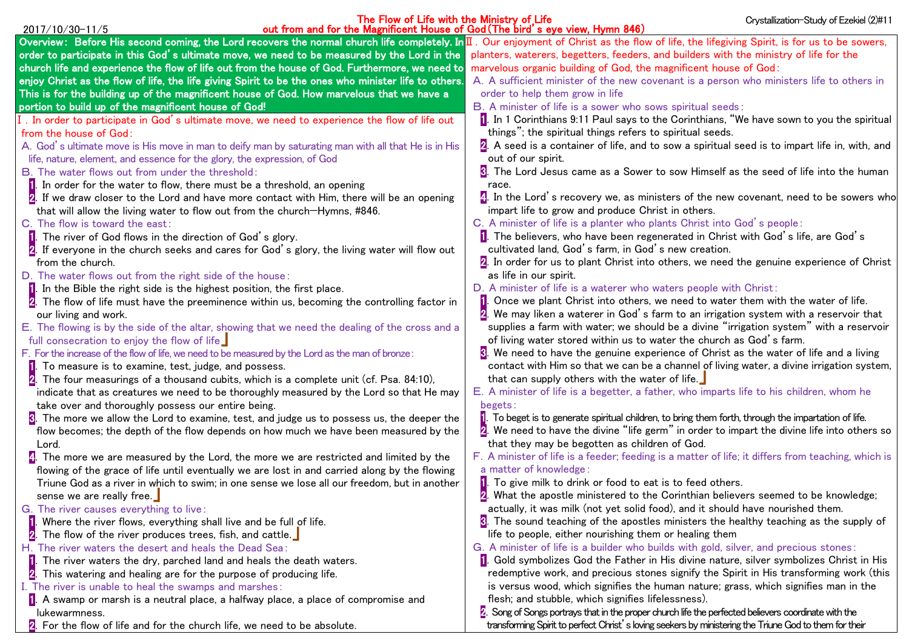2017/10/30-11/5

# The Flow of Life with the Ministry of Life out from and for the Magnificent House of God (The bird's eye view, Hymn 846)

Crystallization-Study of Ezekiel (2)#11

**Overview: Before His second coming, the Lord recovers the normal church life completely. In order to participate in this God's ultimate move, we need to be measured by the Lord in the church life and experience the flow of life out from the house of God. Furthermore, we need to enjoy Christ as the flow of life, the life giving Spirit to be the ones who minister life to others. This is for the building up of the magnificent house of God. How marvelous that we have a portion to build up of the magnificent house of God!**

## Ⅰ. In order to participate in God's ultimate move, we need to experience the flow of life out from the house of God:

A. God's ultimate move is His move in man to deify man by saturating man with all that He is in His life, nature, element, and essence for the glory, the expression, of God

B. The water flows out from under the threshold:

1. In order for the water to flow, there must be a threshold, an opening
2. If we draw closer to the Lord and have more contact with Him, there will be an opening that will allow the living water to flow out from the church—Hymns, #846.

C. The flow is toward the east:

1. The river of God flows in the direction of God's glory.
2. If everyone in the church seeks and cares for God's glory, the living water will flow out from the church.

D. The water flows out from the right side of the house:

1. In the Bible the right side is the highest position, the first place.
2. The flow of life must have the preeminence within us, becoming the controlling factor in our living and work.

E. The flowing is by the side of the altar, showing that we need the dealing of the cross and a full consecration to enjoy the flow of life

F. For the increase of the flow of life, we need to be measured by the Lord as the man of bronze:

1. To measure is to examine, test, judge, and possess.
2. The four measurings of a thousand cubits, which is a complete unit (cf. Psa. 84:10), indicate that as creatures we need to be thoroughly measured by the Lord so that He may take over and thoroughly possess our entire being.
3. The more we allow the Lord to examine, test, and judge us to possess us, the deeper the flow becomes; the depth of the flow depends on how much we have been measured by the Lord.
4. The more we are measured by the Lord, the more we are restricted and limited by the flowing of the grace of life until eventually we are lost in and carried along by the flowing Triune God as a river in which to swim; in one sense we lose all our freedom, but in another sense we are really free.

G. The river causes everything to live:

1. Where the river flows, everything shall live and be full of life.
2. The flow of the river produces trees, fish, and cattle.

H. The river waters the desert and heals the Dead Sea:

1. The river waters the dry, parched land and heals the death waters.
2. This watering and healing are for the purpose of producing life.

I. The river is unable to heal the swamps and marshes:

1. A swamp or marsh is a neutral place, a halfway place, a place of compromise and lukewarmness.
2. For the flow of life and for the church life, we need to be absolute.

## Ⅱ. Our enjoyment of Christ as the flow of life, the lifegiving Spirit, is for us to be sowers, planters, waterers, begetters, feeders, and builders with the ministry of life for the marvelous organic building of God, the magnificent house of God:

A. A sufficient minister of the new covenant is a person who ministers life to others in order to help them grow in life

B. A minister of life is a sower who sows spiritual seeds:

1. In 1 Corinthians 9:11 Paul says to the Corinthians, "We have sown to you the spiritual things"; the spiritual things refers to spiritual seeds.
2. A seed is a container of life, and to sow a spiritual seed is to impart life in, with, and out of our spirit.
3. The Lord Jesus came as a Sower to sow Himself as the seed of life into the human race.
4. In the Lord's recovery we, as ministers of the new covenant, need to be sowers who impart life to grow and produce Christ in others.

C. A minister of life is a planter who plants Christ into God's people:

1. The believers, who have been regenerated in Christ with God's life, are God's cultivated land, God's farm, in God's new creation.
2. In order for us to plant Christ into others, we need the genuine experience of Christ as life in our spirit.

D. A minister of life is a waterer who waters people with Christ:

1. Once we plant Christ into others, we need to water them with the water of life.
2. We may liken a waterer in God's farm to an irrigation system with a reservoir that supplies a farm with water; we should be a divine "irrigation system" with a reservoir of living water stored within us to water the church as God's farm.
3. We need to have the genuine experience of Christ as the water of life and a living contact with Him so that we can be a channel of living water, a divine irrigation system, that can supply others with the water of life.

E. A minister of life is a begetter, a father, who imparts life to his children, whom he begets:

1. To beget is to generate spiritual children, to bring them forth, through the impartation of life.
2. We need to have the divine "life germ" in order to impart the divine life into others so that they may be begotten as children of God.

F. A minister of life is a feeder; feeding is a matter of life; it differs from teaching, which is a matter of knowledge:

1. To give milk to drink or food to eat is to feed others.
2. What the apostle ministered to the Corinthian believers seemed to be knowledge; actually, it was milk (not yet solid food), and it should have nourished them.
3. The sound teaching of the apostles ministers the healthy teaching as the supply of life to people, either nourishing them or healing them

G. A minister of life is a builder who builds with gold, silver, and precious stones:

1. Gold symbolizes God the Father in His divine nature, silver symbolizes Christ in His redemptive work, and precious stones signify the Spirit in His transforming work (this is versus wood, which signifies the human nature; grass, which signifies man in the flesh; and stubble, which signifies lifelessness).
2. Song of Songs portrays that in the proper church life the perfected believers coordinate with the transforming Spirit to perfect Christ's loving seekers by ministering the Triune God to them for their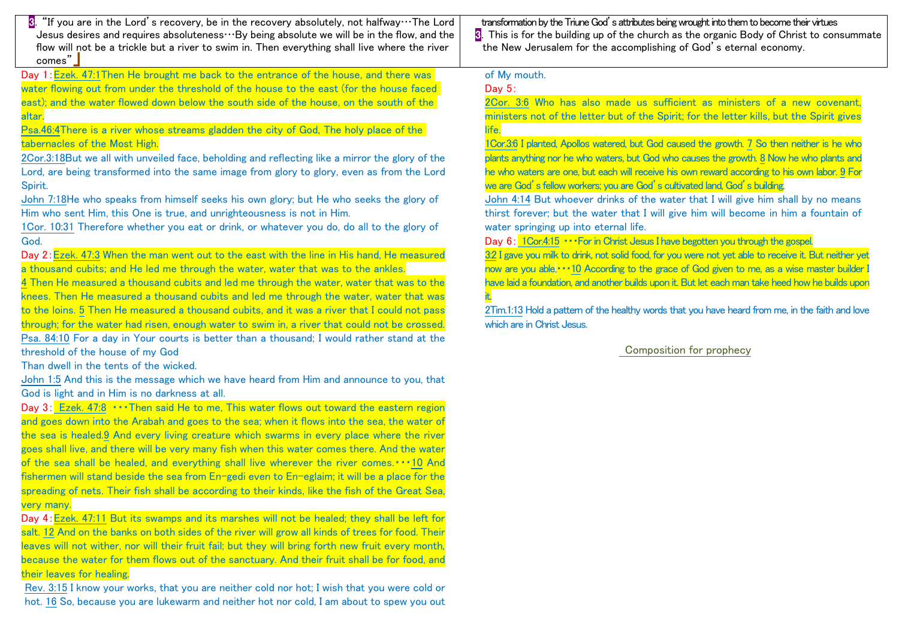| 3. "If you are in the Lord's recovery, be in the recovery absolutely, not halfway…The Lord Jesus desires and requires absoluteness…By being absolute we will be in the flow, and the flow will not be a trickle but a river to swim in. Then everything shall live where the river comes" | transformation by the Triune God's attributes being wrought into them to become their virtues<br>3. This is for the building up of the church as the organic Body of Christ to consummate the New Jerusalem for the accomplishing of God's eternal economy. |
|---|---|

Day 1：Ezek. 47:1 Then He brought me back to the entrance of the house, and there was water flowing out from under the threshold of the house to the east (for the house faced east); and the water flowed down below the south side of the house, on the south of the altar.

Psa.46:4 There is a river whose streams gladden the city of God, The holy place of the tabernacles of the Most High.

2Cor.3:18 But we all with unveiled face, beholding and reflecting like a mirror the glory of the Lord, are being transformed into the same image from glory to glory, even as from the Lord Spirit.

John 7:18 He who speaks from himself seeks his own glory; but He who seeks the glory of Him who sent Him, this One is true, and unrighteousness is not in Him.

1Cor. 10:31 Therefore whether you eat or drink, or whatever you do, do all to the glory of God.

Day 2：Ezek. 47:3 When the man went out to the east with the line in His hand, He measured a thousand cubits; and He led me through the water, water that was to the ankles. 4 Then He measured a thousand cubits and led me through the water, water that was to the knees. Then He measured a thousand cubits and led me through the water, water that was to the loins. 5 Then He measured a thousand cubits, and it was a river that I could not pass through; for the water had risen, enough water to swim in, a river that could not be crossed.

Psa. 84:10 For a day in Your courts is better than a thousand; I would rather stand at the threshold of the house of my God
Than dwell in the tents of the wicked.

John 1:5 And this is the message which we have heard from Him and announce to you, that God is light and in Him is no darkness at all.

Day 3： Ezek. 47:8 …Then said He to me, This water flows out toward the eastern region and goes down into the Arabah and goes to the sea; when it flows into the sea, the water of the sea is healed. 9 And every living creature which swarms in every place where the river goes shall live, and there will be very many fish when this water comes there. And the water of the sea shall be healed, and everything shall live wherever the river comes.…10 And fishermen will stand beside the sea from En-gedi even to En-eglaim; it will be a place for the spreading of nets. Their fish shall be according to their kinds, like the fish of the Great Sea, very many.

Day 4：Ezek. 47:11 But its swamps and its marshes will not be healed; they shall be left for salt. 12 And on the banks on both sides of the river will grow all kinds of trees for food. Their leaves will not wither, nor will their fruit fail; but they will bring forth new fruit every month, because the water for them flows out of the sanctuary. And their fruit shall be for food, and their leaves for healing.

Rev. 3:15 I know your works, that you are neither cold nor hot; I wish that you were cold or hot. 16 So, because you are lukewarm and neither hot nor cold, I am about to spew you out of My mouth.

Day 5：
2Cor. 3:6 Who has also made us sufficient as ministers of a new covenant, ministers not of the letter but of the Spirit; for the letter kills, but the Spirit gives life.

1Cor.3:6 I planted, Apollos watered, but God caused the growth. 7 So then neither is he who plants anything nor he who waters, but God who causes the growth. 8 Now he who plants and he who waters are one, but each will receive his own reward according to his own labor. 9 For we are God's fellow workers; you are God's cultivated land, God's building.

John 4:14 But whoever drinks of the water that I will give him shall by no means thirst forever; but the water that I will give him will become in him a fountain of water springing up into eternal life.

Day 6： 1Cor.4:15 …For in Christ Jesus I have begotten you through the gospel.
3:2 I gave you milk to drink, not solid food, for you were not yet able to receive it. But neither yet now are you able,…10 According to the grace of God given to me, as a wise master builder I have laid a foundation, and another builds upon it. But let each man take heed how he builds upon it.

2Tim.1:13 Hold a pattern of the healthy words that you have heard from me, in the faith and love which are in Christ Jesus.

Composition for prophecy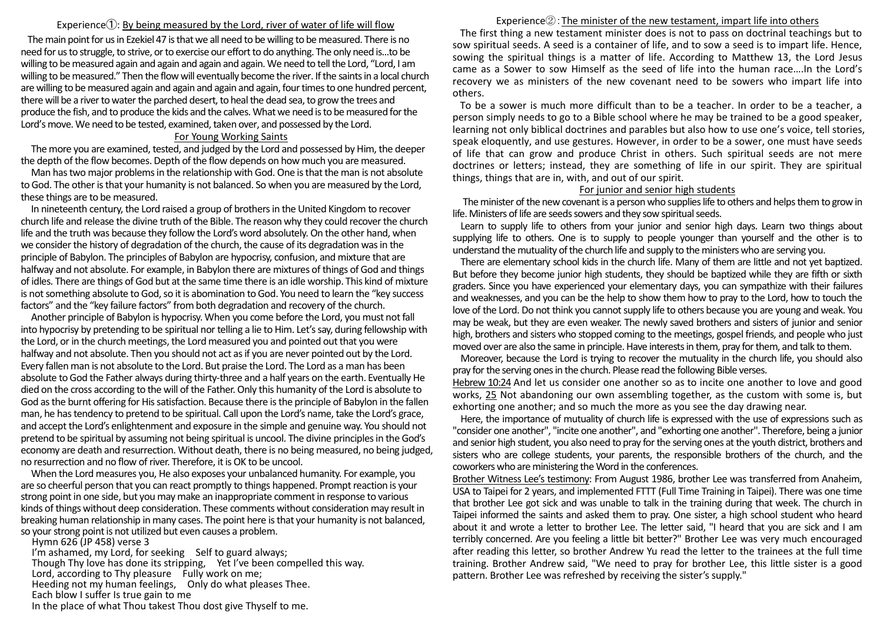## Experience①: By being measured by the Lord, river of water of life will flow

The main point for us in Ezekiel 47 is that we all need to be willing to be measured. There is no need for us to struggle, to strive, or to exercise our effort to do anything. The only need is...to be willing to be measured again and again and again and again. We need to tell the Lord, "Lord, I am willing to be measured." Then the flow will eventually become the river. If the saints in a local church are willing to be measured again and again and again and again, four times to one hundred percent, there will be a river to water the parched desert, to heal the dead sea, to grow the trees and produce the fish, and to produce the kids and the calves. What we need is to be measured for the Lord's move. We need to be tested, examined, taken over, and possessed by the Lord.

### For Young Working Saints

The more you are examined, tested, and judged by the Lord and possessed by Him, the deeper the depth of the flow becomes. Depth of the flow depends on how much you are measured.

Man has two major problems in the relationship with God. One is that the man is not absolute to God. The other is that your humanity is not balanced. So when you are measured by the Lord, these things are to be measured.

In nineteenth century, the Lord raised a group of brothers in the United Kingdom to recover church life and release the divine truth of the Bible. The reason why they could recover the church life and the truth was because they follow the Lord's word absolutely. On the other hand, when we consider the history of degradation of the church, the cause of its degradation was in the principle of Babylon. The principles of Babylon are hypocrisy, confusion, and mixture that are halfway and not absolute. For example, in Babylon there are mixtures of things of God and things of idles. There are things of God but at the same time there is an idle worship. This kind of mixture is not something absolute to God, so it is abomination to God. You need to learn the "key success factors" and the "key failure factors" from both degradation and recovery of the church.

Another principle of Babylon is hypocrisy. When you come before the Lord, you must not fall into hypocrisy by pretending to be spiritual nor telling a lie to Him. Let's say, during fellowship with the Lord, or in the church meetings, the Lord measured you and pointed out that you were halfway and not absolute. Then you should not act as if you are never pointed out by the Lord. Every fallen man is not absolute to the Lord. But praise the Lord. The Lord as a man has been absolute to God the Father always during thirty-three and a half years on the earth. Eventually He died on the cross according to the will of the Father. Only this humanity of the Lord is absolute to God as the burnt offering for His satisfaction. Because there is the principle of Babylon in the fallen man, he has tendency to pretend to be spiritual. Call upon the Lord's name, take the Lord's grace, and accept the Lord's enlightenment and exposure in the simple and genuine way. You should not pretend to be spiritual by assuming not being spiritual is uncool. The divine principles in the God's economy are death and resurrection. Without death, there is no being measured, no being judged, no resurrection and no flow of river. Therefore, it is OK to be uncool.

When the Lord measures you, He also exposes your unbalanced humanity. For example, you are so cheerful person that you can react promptly to things happened. Prompt reaction is your strong point in one side, but you may make an inappropriate comment in response to various kinds of things without deep consideration. These comments without consideration may result in breaking human relationship in many cases. The point here is that your humanity is not balanced, so your strong point is not utilized but even causes a problem.

Hymn 626 (JP 458) verse 3
I'm ashamed, my Lord, for seeking Self to guard always;
Though Thy love has done its stripping, Yet I've been compelled this way.
Lord, according to Thy pleasure Fully work on me;
Heeding not my human feelings, Only do what pleases Thee.
Each blow I suffer Is true gain to me
In the place of what Thou takest Thou dost give Thyself to me.

## Experience②: The minister of the new testament, impart life into others

The first thing a new testament minister does is not to pass on doctrinal teachings but to sow spiritual seeds. A seed is a container of life, and to sow a seed is to impart life. Hence, sowing the spiritual things is a matter of life. According to Matthew 13, the Lord Jesus came as a Sower to sow Himself as the seed of life into the human race....In the Lord's recovery we as ministers of the new covenant need to be sowers who impart life into others.

To be a sower is much more difficult than to be a teacher. In order to be a teacher, a person simply needs to go to a Bible school where he may be trained to be a good speaker, learning not only biblical doctrines and parables but also how to use one's voice, tell stories, speak eloquently, and use gestures. However, in order to be a sower, one must have seeds of life that can grow and produce Christ in others. Such spiritual seeds are not mere doctrines or letters; instead, they are something of life in our spirit. They are spiritual things, things that are in, with, and out of our spirit.

### For junior and senior high students

The minister of the new covenant is a person who supplies life to others and helps them to grow in life. Ministers of life are seeds sowers and they sow spiritual seeds.

Learn to supply life to others from your junior and senior high days. Learn two things about supplying life to others. One is to supply to people younger than yourself and the other is to understand the mutuality of the church life and supply to the ministers who are serving you.

There are elementary school kids in the church life. Many of them are little and not yet baptized. But before they become junior high students, they should be baptized while they are fifth or sixth graders. Since you have experienced your elementary days, you can sympathize with their failures and weaknesses, and you can be the help to show them how to pray to the Lord, how to touch the love of the Lord. Do not think you cannot supply life to others because you are young and weak. You may be weak, but they are even weaker. The newly saved brothers and sisters of junior and senior high, brothers and sisters who stopped coming to the meetings, gospel friends, and people who just moved over are also the same in principle. Have interests in them, pray for them, and talk to them.

Moreover, because the Lord is trying to recover the mutuality in the church life, you should also pray for the serving ones in the church. Please read the following Bible verses.

Hebrew 10:24 And let us consider one another so as to incite one another to love and good works, 25 Not abandoning our own assembling together, as the custom with some is, but exhorting one another; and so much the more as you see the day drawing near.

Here, the importance of mutuality of church life is expressed with the use of expressions such as "consider one another", "incite one another", and "exhorting one another". Therefore, being a junior and senior high student, you also need to pray for the serving ones at the youth district, brothers and sisters who are college students, your parents, the responsible brothers of the church, and the coworkers who are ministering the Word in the conferences.

Brother Witness Lee's testimony: From August 1986, brother Lee was transferred from Anaheim, USA to Taipei for 2 years, and implemented FTTT (Full Time Training in Taipei). There was one time that brother Lee got sick and was unable to talk in the training during that week. The church in Taipei informed the saints and asked them to pray. One sister, a high school student who heard about it and wrote a letter to brother Lee. The letter said, "I heard that you are sick and I am terribly concerned. Are you feeling a little bit better?" Brother Lee was very much encouraged after reading this letter, so brother Andrew Yu read the letter to the trainees at the full time training. Brother Andrew said, "We need to pray for brother Lee, this little sister is a good pattern. Brother Lee was refreshed by receiving the sister's supply."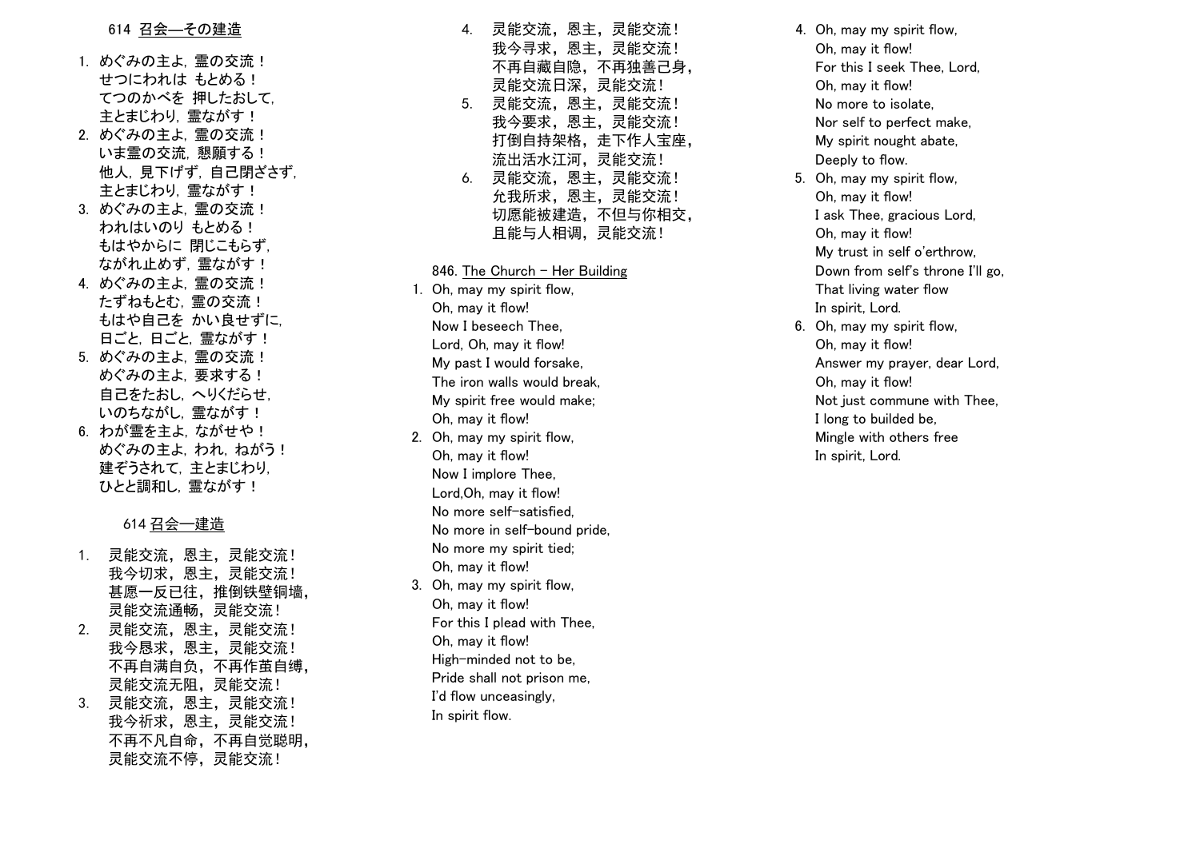614 召会—その建造

1. めぐみの主よ，霊の交流！
   せつにわれは もとめる！
   てつのかべを 押したおして，
   主とまじわり，霊ながす！
2. めぐみの主よ，霊の交流！
   いま霊の交流，懇願する！
   他人，見下げず，自己閉ざさず，
   主とまじわり，霊ながす！
3. めぐみの主よ，霊の交流！
   われはいのり もとめる！
   もはやからに 閉じこもらず，
   ながれ止めず，霊ながす！
4. めぐみの主よ，霊の交流！
   たずねもとむ，霊の交流！
   もはや自己を かい良せずに，
   日ごと，日ごと，霊ながす！
5. めぐみの主よ，霊の交流！
   めぐみの主よ，要求する！
   自己をたおし，へりくだらせ，
   いのちながし，霊ながす！
6. わが霊を主よ，ながせや！
   めぐみの主よ，われ，ねがう！
   建ぞうされて，主とまじわり，
   ひとと調和し，霊ながす！

614 召会—建造

1. 灵能交流，恩主，灵能交流！
   我今切求，恩主，灵能交流！
   甚愿一反已往，推倒铁壁铜墙，
   灵能交流通畅，灵能交流！
2. 灵能交流，恩主，灵能交流！
   我今恳求，恩主，灵能交流！
   不再自满自负，不再作茧自缚，
   灵能交流无阻，灵能交流！
3. 灵能交流，恩主，灵能交流！
   我今祈求，恩主，灵能交流！
   不再不凡自命，不再自觉聪明，
   灵能交流不停，灵能交流！
4. 灵能交流，恩主，灵能交流！
   我今寻求，恩主，灵能交流！
   不再自藏自隐，不再独善己身，
   灵能交流日深，灵能交流！
5. 灵能交流，恩主，灵能交流！
   我今要求，恩主，灵能交流！
   打倒自持架格，走下作人宝座，
   流出活水江河，灵能交流！
6. 灵能交流，恩主，灵能交流！
   允我所求，恩主，灵能交流！
   切愿能被建造，不但与你相交，
   且能与人相调，灵能交流！

846. The Church – Her Building

1. Oh, may my spirit flow,
   Oh, may it flow!
   Now I beseech Thee,
   Lord, Oh, may it flow!
   My past I would forsake,
   The iron walls would break,
   My spirit free would make;
   Oh, may it flow!
2. Oh, may my spirit flow,
   Oh, may it flow!
   Now I implore Thee,
   Lord,Oh, may it flow!
   No more self-satisfied,
   No more in self-bound pride,
   No more my spirit tied;
   Oh, may it flow!
3. Oh, may my spirit flow,
   Oh, may it flow!
   For this I plead with Thee,
   Oh, may it flow!
   High-minded not to be,
   Pride shall not prison me,
   I'd flow unceasingly,
   In spirit flow.
4. Oh, may my spirit flow,
   Oh, may it flow!
   For this I seek Thee, Lord,
   Oh, may it flow!
   No more to isolate,
   Nor self to perfect make,
   My spirit nought abate,
   Deeply to flow.
5. Oh, may my spirit flow,
   Oh, may it flow!
   I ask Thee, gracious Lord,
   Oh, may it flow!
   My trust in self o'erthrow,
   Down from self's throne I'll go,
   That living water flow
   In spirit, Lord.
6. Oh, may my spirit flow,
   Oh, may it flow!
   Answer my prayer, dear Lord,
   Oh, may it flow!
   Not just commune with Thee,
   I long to builded be,
   Mingle with others free
   In spirit, Lord.